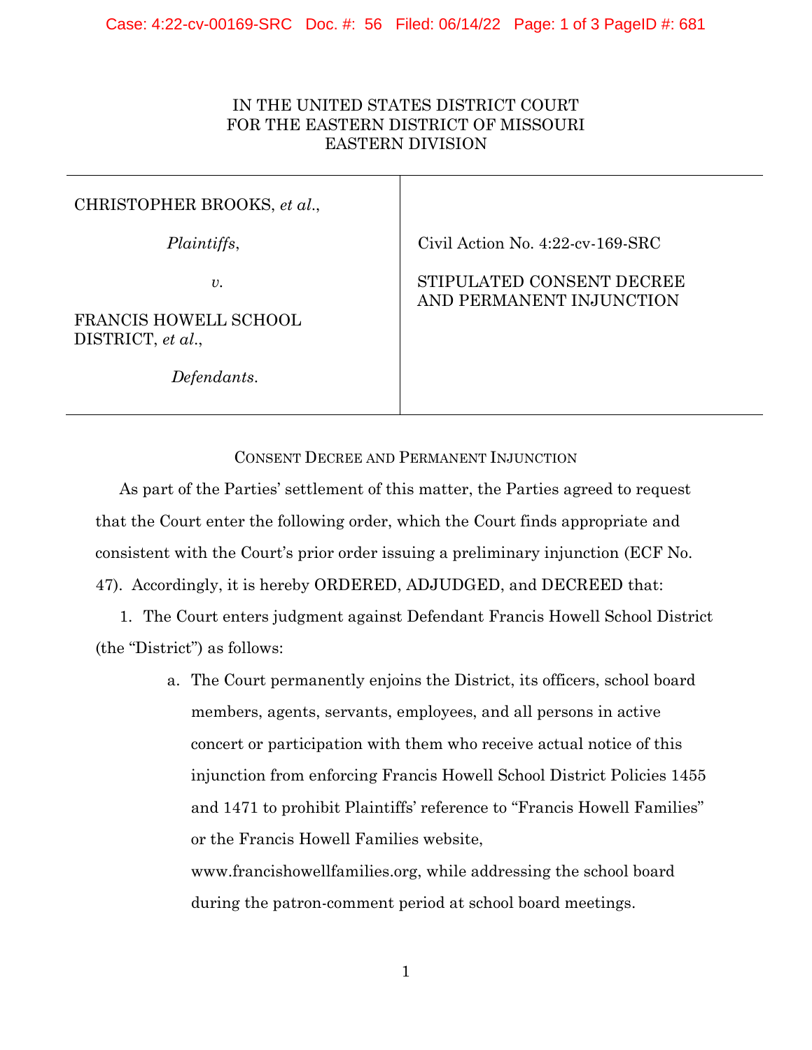IN THE UNITED STATES DISTRICT COURT
FOR THE EASTERN DISTRICT OF MISSOURI
EASTERN DIVISION

| | |
|---|---|
| CHRISTOPHER BROOKS, *et al.*,<br><br>*Plaintiffs*,<br><br>*v.*<br><br>FRANCIS HOWELL SCHOOL DISTRICT, *et al.*,<br><br>*Defendants*. | Civil Action No. 4:22-cv-169-SRC<br><br>STIPULATED CONSENT DECREE AND PERMANENT INJUNCTION |

## Consent Decree and Permanent Injunction

As part of the Parties' settlement of this matter, the Parties agreed to request that the Court enter the following order, which the Court finds appropriate and consistent with the Court's prior order issuing a preliminary injunction (ECF No. 47). Accordingly, it is hereby ORDERED, ADJUDGED, and DECREED that:

1. The Court enters judgment against Defendant Francis Howell School District (the "District") as follows:

   a. The Court permanently enjoins the District, its officers, school board members, agents, servants, employees, and all persons in active concert or participation with them who receive actual notice of this injunction from enforcing Francis Howell School District Policies 1455 and 1471 to prohibit Plaintiffs' reference to "Francis Howell Families" or the Francis Howell Families website, www.francishowellfamilies.org, while addressing the school board during the patron-comment period at school board meetings.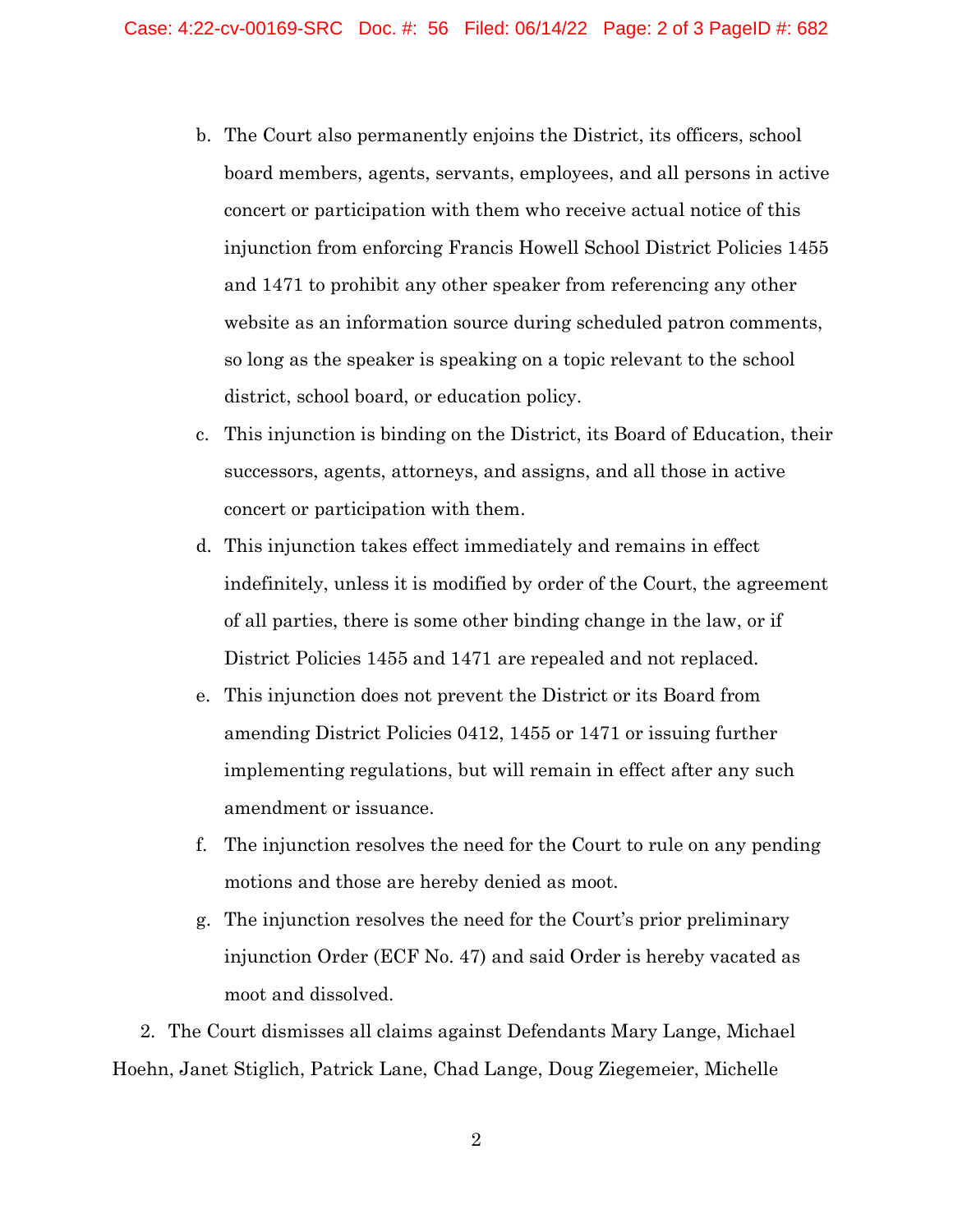b. The Court also permanently enjoins the District, its officers, school board members, agents, servants, employees, and all persons in active concert or participation with them who receive actual notice of this injunction from enforcing Francis Howell School District Policies 1455 and 1471 to prohibit any other speaker from referencing any other website as an information source during scheduled patron comments, so long as the speaker is speaking on a topic relevant to the school district, school board, or education policy.

c. This injunction is binding on the District, its Board of Education, their successors, agents, attorneys, and assigns, and all those in active concert or participation with them.

d. This injunction takes effect immediately and remains in effect indefinitely, unless it is modified by order of the Court, the agreement of all parties, there is some other binding change in the law, or if District Policies 1455 and 1471 are repealed and not replaced.

e. This injunction does not prevent the District or its Board from amending District Policies 0412, 1455 or 1471 or issuing further implementing regulations, but will remain in effect after any such amendment or issuance.

f. The injunction resolves the need for the Court to rule on any pending motions and those are hereby denied as moot.

g. The injunction resolves the need for the Court's prior preliminary injunction Order (ECF No. 47) and said Order is hereby vacated as moot and dissolved.

2. The Court dismisses all claims against Defendants Mary Lange, Michael Hoehn, Janet Stiglich, Patrick Lane, Chad Lange, Doug Ziegemeier, Michelle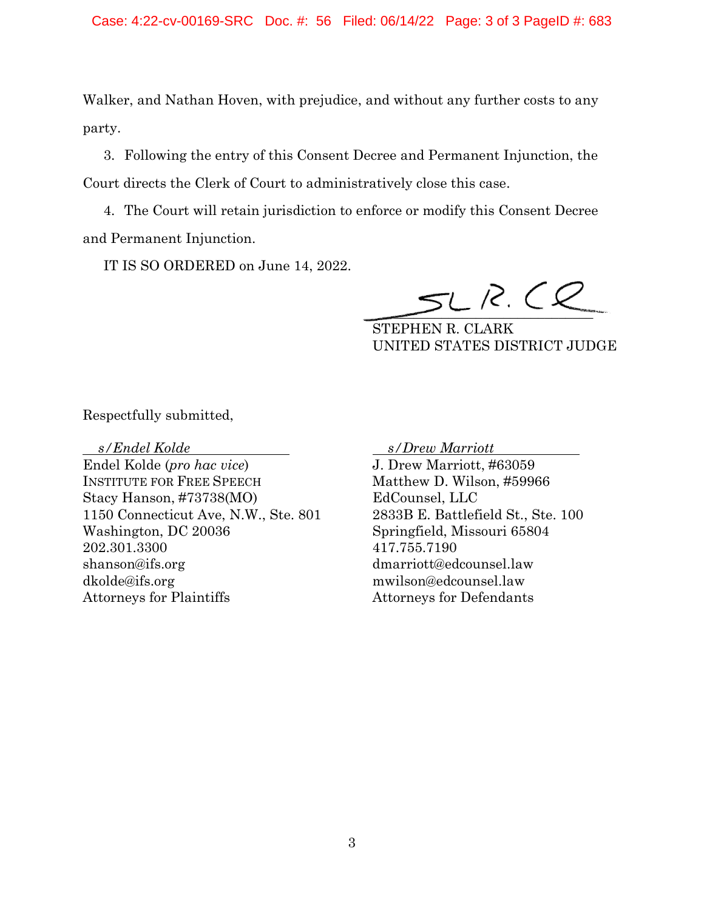Walker, and Nathan Hoven, with prejudice, and without any further costs to any party.

3. Following the entry of this Consent Decree and Permanent Injunction, the Court directs the Clerk of Court to administratively close this case.

4. The Court will retain jurisdiction to enforce or modify this Consent Decree and Permanent Injunction.

IT IS SO ORDERED on June 14, 2022.

STEPHEN R. CLARK
UNITED STATES DISTRICT JUDGE

Respectfully submitted,

*s/Endel Kolde*
Endel Kolde (*pro hac vice*)
INSTITUTE FOR FREE SPEECH
Stacy Hanson, #73738(MO)
1150 Connecticut Ave, N.W., Ste. 801
Washington, DC 20036
202.301.3300
shanson@ifs.org
dkolde@ifs.org
Attorneys for Plaintiffs

*s/Drew Marriott*
J. Drew Marriott, #63059
Matthew D. Wilson, #59966
EdCounsel, LLC
2833B E. Battlefield St., Ste. 100
Springfield, Missouri 65804
417.755.7190
dmarriott@edcounsel.law
mwilson@edcounsel.law
Attorneys for Defendants